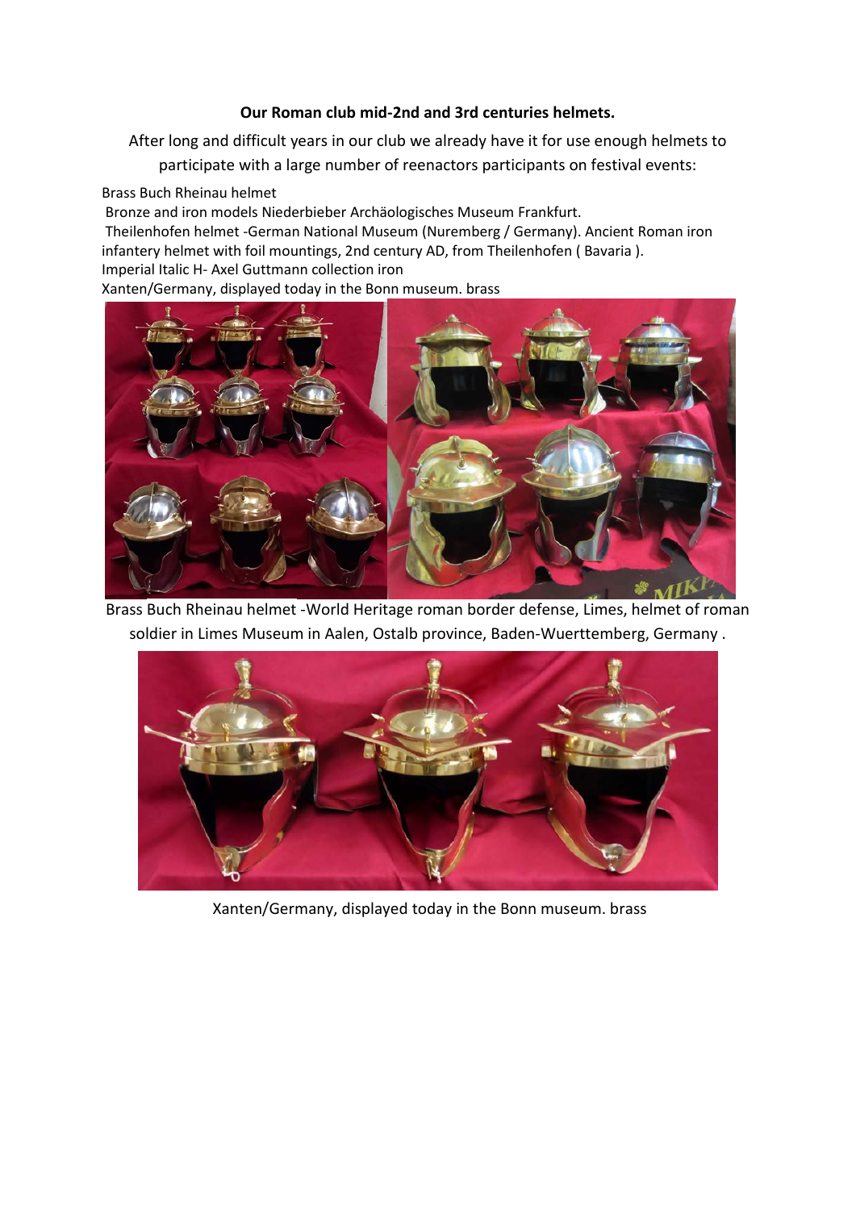**Our Roman club mid-2nd and 3rd centuries helmets.**

After long and difficult years in our club we already have it for use enough helmets to participate with a large number of reenactors participants on festival events:

Brass Buch Rheinau helmet

Bronze and iron models Niederbieber Archäologisches Museum Frankfurt.

Theilenhofen helmet -German National Museum (Nuremberg / Germany). Ancient Roman iron infantery helmet with foil mountings, 2nd century AD, from Theilenhofen ( Bavaria ).

Imperial Italic H- Axel Guttmann collection iron

Xanten/Germany, displayed today in the Bonn museum. brass

Brass Buch Rheinau helmet -World Heritage roman border defense, Limes, helmet of roman soldier in Limes Museum in Aalen, Ostalb province, Baden-Wuerttemberg, Germany .

Xanten/Germany, displayed today in the Bonn museum. brass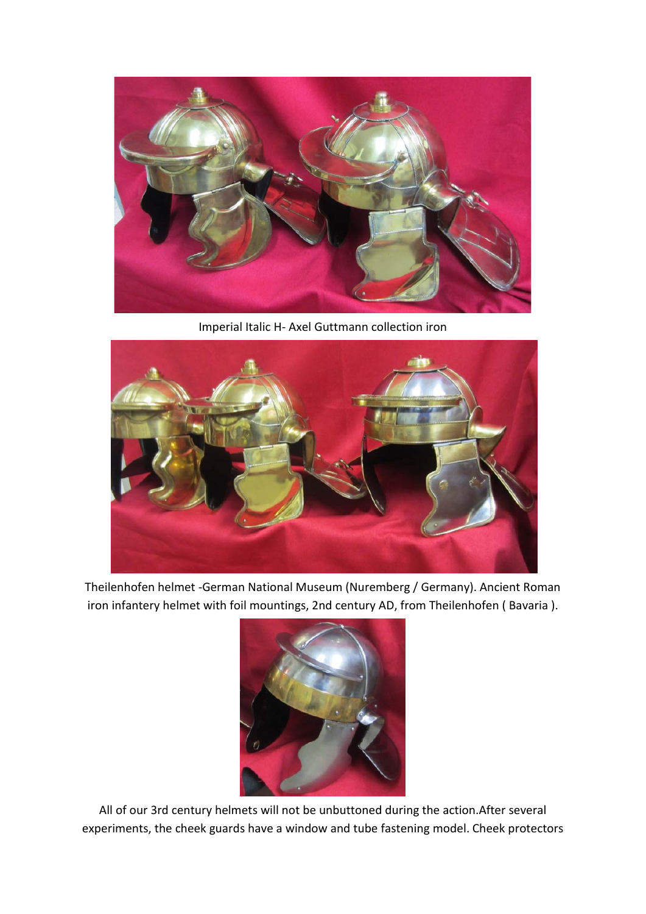Imperial Italic H- Axel Guttmann collection iron

Theilenhofen helmet -German National Museum (Nuremberg / Germany). Ancient Roman iron infantery helmet with foil mountings, 2nd century AD, from Theilenhofen ( Bavaria ).

All of our 3rd century helmets will not be unbuttoned during the action.After several experiments, the cheek guards have a window and tube fastening model. Cheek protectors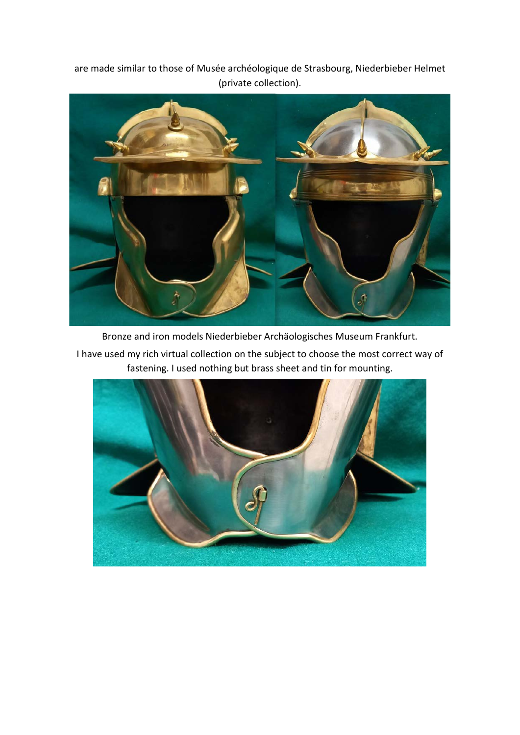are made similar to those of Musée archéologique de Strasbourg, Niederbieber Helmet (private collection).

Bronze and iron models Niederbieber Archäologisches Museum Frankfurt.

I have used my rich virtual collection on the subject to choose the most correct way of fastening. I used nothing but brass sheet and tin for mounting.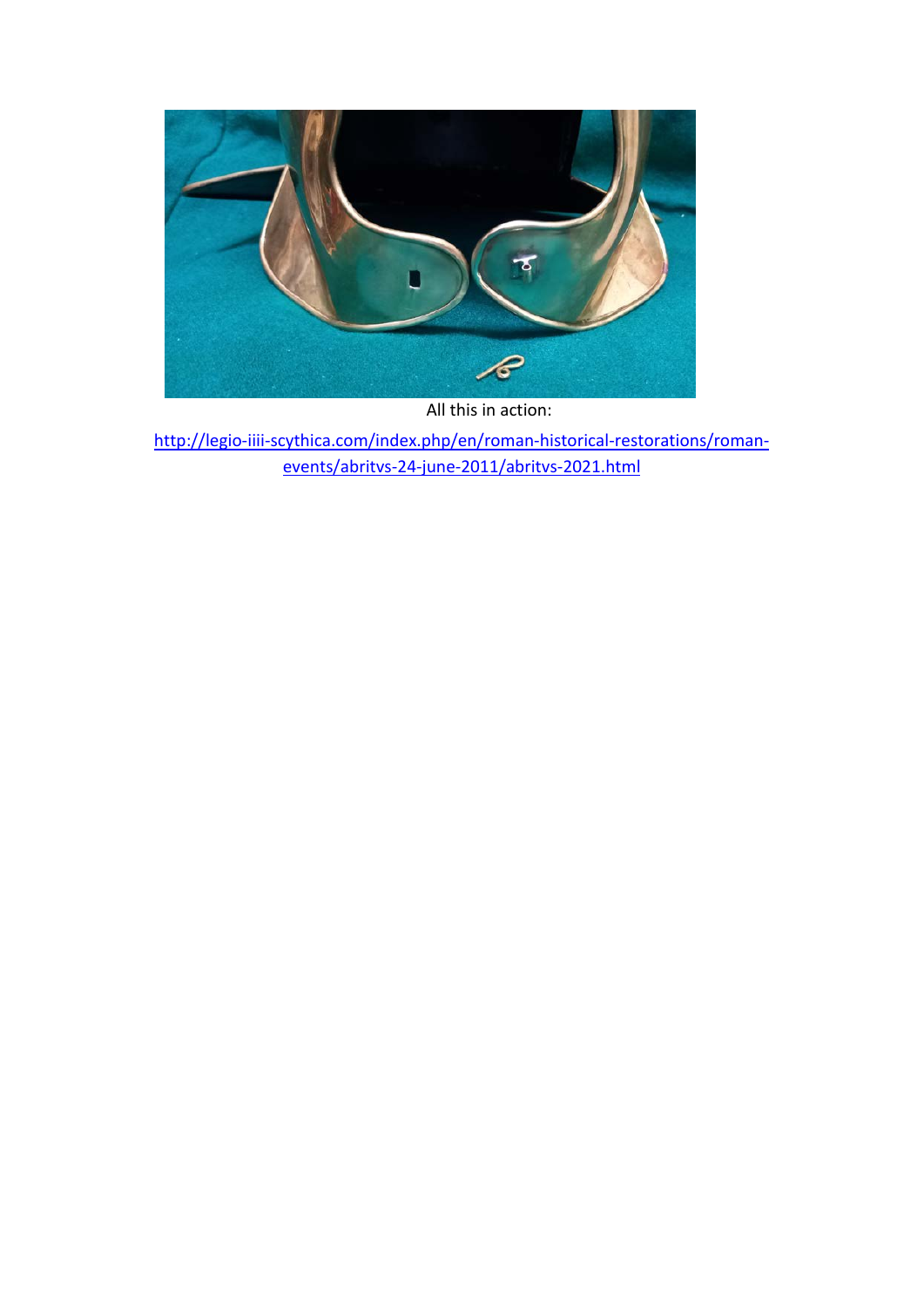All this in action:

[http://legio-iiii-scythica.com/index.php/en/roman-historical-restorations/roman-events/abritvs-24-june-2011/abritvs-2021.html](http://legio-iiii-scythica.com/index.php/en/roman-historical-restorations/roman-events/abritvs-24-june-2011/abritvs-2021.html)